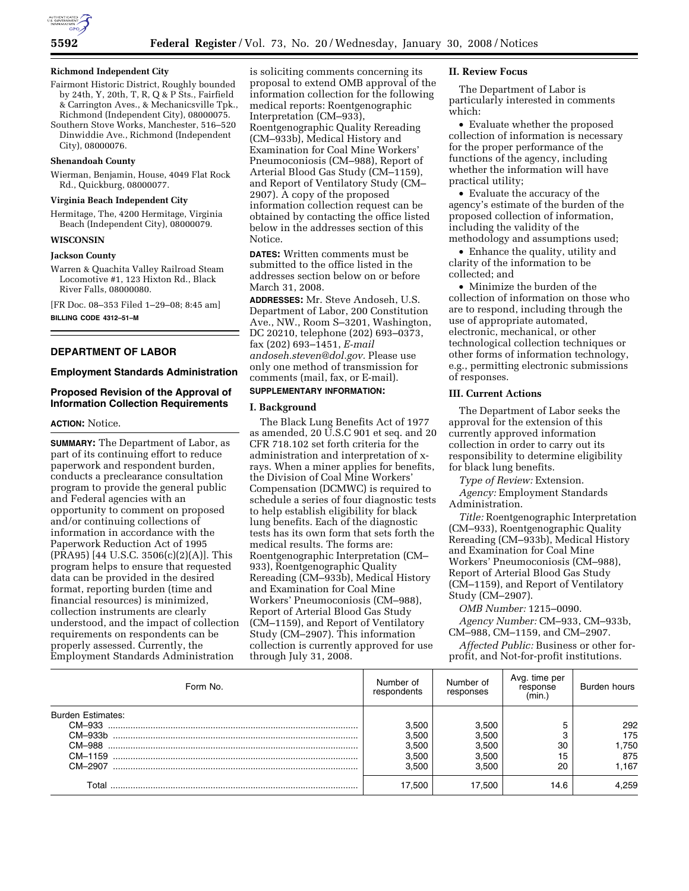**Richmond Independent City**

Fairmont Historic District, Roughly bounded by 24th, Y, 20th, T, R, Q & P Sts., Fairfield & Carrington Aves., & Mechanicsville Tpk., Richmond (Independent City), 08000075.

Southern Stove Works, Manchester, 516–520 Dinwiddie Ave., Richmond (Independent City), 08000076.

**Shenandoah County**

Wierman, Benjamin, House, 4049 Flat Rock Rd., Quickburg, 08000077.

**Virginia Beach Independent City**

Hermitage, The, 4200 Hermitage, Virginia Beach (Independent City), 08000079.

**WISCONSIN**

**Jackson County**

Warren & Quachita Valley Railroad Steam Locomotive #1, 123 Hixton Rd., Black River Falls, 08000080.

[FR Doc. 08–353 Filed 1–29–08; 8:45 am]

**BILLING CODE 4312–51–M**

## DEPARTMENT OF LABOR

### Employment Standards Administration

### Proposed Revision of the Approval of Information Collection Requirements

**ACTION:** Notice.

**SUMMARY:** The Department of Labor, as part of its continuing effort to reduce paperwork and respondent burden, conducts a preclearance consultation program to provide the general public and Federal agencies with an opportunity to comment on proposed and/or continuing collections of information in accordance with the Paperwork Reduction Act of 1995 (PRA95) [44 U.S.C. 3506(c)(2)(A)]. This program helps to ensure that requested data can be provided in the desired format, reporting burden (time and financial resources) is minimized, collection instruments are clearly understood, and the impact of collection requirements on respondents can be properly assessed. Currently, the Employment Standards Administration is soliciting comments concerning its proposal to extend OMB approval of the information collection for the following medical reports: Roentgenographic Interpretation (CM–933), Roentgenographic Quality Rereading (CM–933b), Medical History and Examination for Coal Mine Workers' Pneumoconiosis (CM–988), Report of Arterial Blood Gas Study (CM–1159), and Report of Ventilatory Study (CM–2907). A copy of the proposed information collection request can be obtained by contacting the office listed below in the addresses section of this Notice.

**DATES:** Written comments must be submitted to the office listed in the addresses section below on or before March 31, 2008.

**ADDRESSES:** Mr. Steve Andoseh, U.S. Department of Labor, 200 Constitution Ave., NW., Room S–3201, Washington, DC 20210, telephone (202) 693–0373, fax (202) 693–1451, *E-mail andoseh.steven@dol.gov*. Please use only one method of transmission for comments (mail, fax, or E-mail).

**SUPPLEMENTARY INFORMATION:**

**I. Background**

The Black Lung Benefits Act of 1977 as amended, 20 U.S.C 901 et seq. and 20 CFR 718.102 set forth criteria for the administration and interpretation of x-rays. When a miner applies for benefits, the Division of Coal Mine Workers' Compensation (DCMWC) is required to schedule a series of four diagnostic tests to help establish eligibility for black lung benefits. Each of the diagnostic tests has its own form that sets forth the medical results. The forms are: Roentgenographic Interpretation (CM–933), Roentgenographic Quality Rereading (CM–933b), Medical History and Examination for Coal Mine Workers' Pneumoconiosis (CM–988), Report of Arterial Blood Gas Study (CM–1159), and Report of Ventilatory Study (CM–2907). This information collection is currently approved for use through July 31, 2008.

**II. Review Focus**

The Department of Labor is particularly interested in comments which:

• Evaluate whether the proposed collection of information is necessary for the proper performance of the functions of the agency, including whether the information will have practical utility;

• Evaluate the accuracy of the agency's estimate of the burden of the proposed collection of information, including the validity of the methodology and assumptions used;

• Enhance the quality, utility and clarity of the information to be collected; and

• Minimize the burden of the collection of information on those who are to respond, including through the use of appropriate automated, electronic, mechanical, or other technological collection techniques or other forms of information technology, e.g., permitting electronic submissions of responses.

**III. Current Actions**

The Department of Labor seeks the approval for the extension of this currently approved information collection in order to carry out its responsibility to determine eligibility for black lung benefits.

*Type of Review:* Extension.

*Agency:* Employment Standards Administration.

*Title:* Roentgenographic Interpretation (CM–933), Roentgenographic Quality Rereading (CM–933b), Medical History and Examination for Coal Mine Workers' Pneumoconiosis (CM–988), Report of Arterial Blood Gas Study (CM–1159), and Report of Ventilatory Study (CM–2907).

*OMB Number:* 1215–0090.

*Agency Number:* CM–933, CM–933b, CM–988, CM–1159, and CM–2907.

*Affected Public:* Business or other for-profit, and Not-for-profit institutions.

| Form No. | Number of respondents | Number of responses | Avg. time per response (min.) | Burden hours |
|---|---|---|---|---|
| Burden Estimates: | | | | |
| CM–933 | 3,500 | 3,500 | 5 | 292 |
| CM–933b | 3,500 | 3,500 | 3 | 175 |
| CM–988 | 3,500 | 3,500 | 30 | 1,750 |
| CM–1159 | 3,500 | 3,500 | 15 | 875 |
| CM–2907 | 3,500 | 3,500 | 20 | 1,167 |
| Total | 17,500 | 17,500 | 14.6 | 4,259 |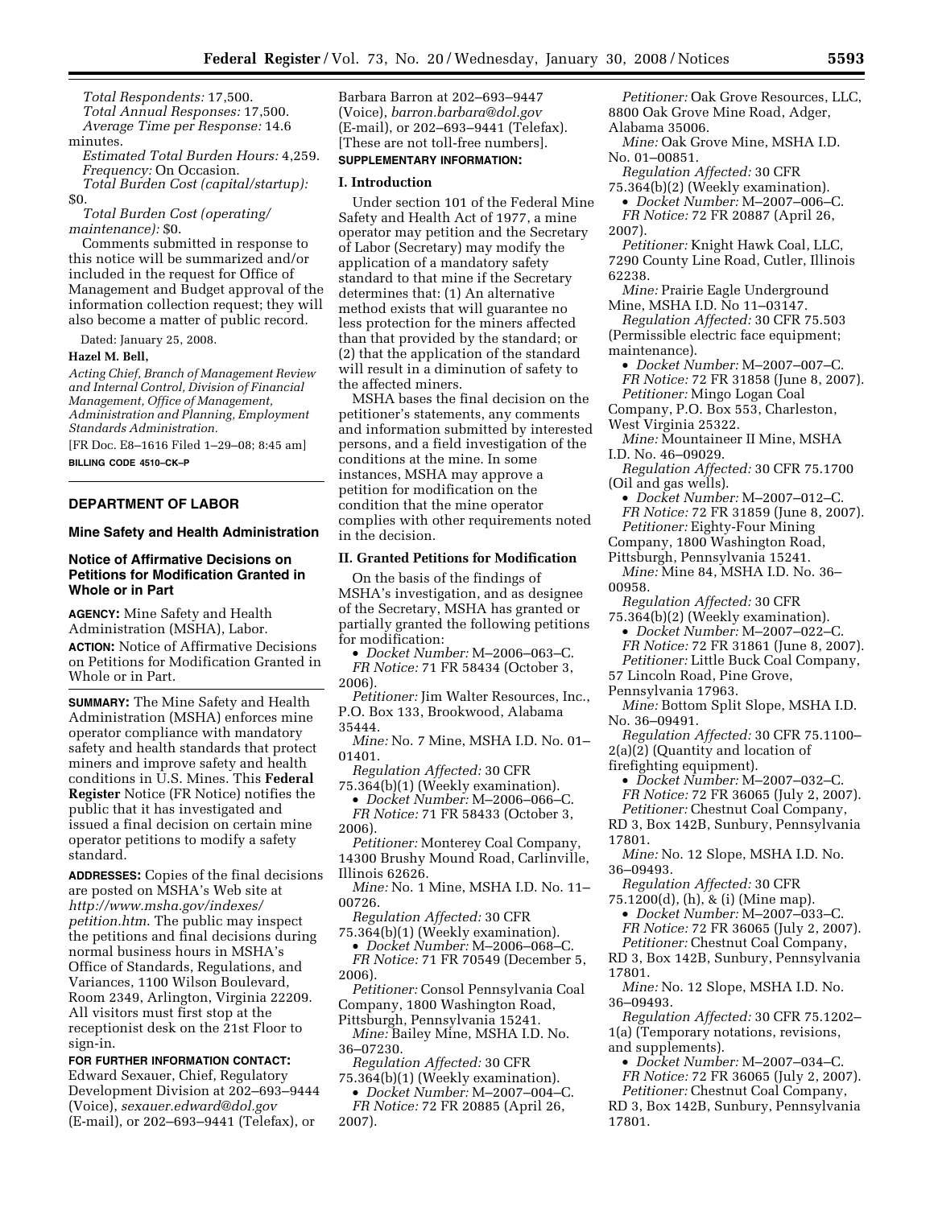*Total Respondents:* 17,500.

*Total Annual Responses:* 17,500.

*Average Time per Response:* 14.6 minutes.

*Estimated Total Burden Hours:* 4,259.

*Frequency:* On Occasion.

*Total Burden Cost (capital/startup):* $0.

*Total Burden Cost (operating/maintenance):* $0.

Comments submitted in response to this notice will be summarized and/or included in the request for Office of Management and Budget approval of the information collection request; they will also become a matter of public record.

Dated: January 25, 2008.

**Hazel M. Bell,**

*Acting Chief, Branch of Management Review and Internal Control, Division of Financial Management, Office of Management, Administration and Planning, Employment Standards Administration.*

[FR Doc. E8–1616 Filed 1–29–08; 8:45 am]

**BILLING CODE 4510–CK–P**

---

## DEPARTMENT OF LABOR

### Mine Safety and Health Administration

### Notice of Affirmative Decisions on Petitions for Modification Granted in Whole or in Part

**AGENCY:** Mine Safety and Health Administration (MSHA), Labor.

**ACTION:** Notice of Affirmative Decisions on Petitions for Modification Granted in Whole or in Part.

**SUMMARY:** The Mine Safety and Health Administration (MSHA) enforces mine operator compliance with mandatory safety and health standards that protect miners and improve safety and health conditions in U.S. Mines. This **Federal Register** Notice (FR Notice) notifies the public that it has investigated and issued a final decision on certain mine operator petitions to modify a safety standard.

**ADDRESSES:** Copies of the final decisions are posted on MSHA's Web site at *http://www.msha.gov/indexes/petition.htm*. The public may inspect the petitions and final decisions during normal business hours in MSHA's Office of Standards, Regulations, and Variances, 1100 Wilson Boulevard, Room 2349, Arlington, Virginia 22209. All visitors must first stop at the receptionist desk on the 21st Floor to sign-in.

**FOR FURTHER INFORMATION CONTACT:** Edward Sexauer, Chief, Regulatory Development Division at 202–693–9444 (Voice), *sexauer.edward@dol.gov* (E-mail), or 202–693–9441 (Telefax), or Barbara Barron at 202–693–9447 (Voice), *barron.barbara@dol.gov* (E-mail), or 202–693–9441 (Telefax). [These are not toll-free numbers].

**SUPPLEMENTARY INFORMATION:**

#### I. Introduction

Under section 101 of the Federal Mine Safety and Health Act of 1977, a mine operator may petition and the Secretary of Labor (Secretary) may modify the application of a mandatory safety standard to that mine if the Secretary determines that: (1) An alternative method exists that will guarantee no less protection for the miners affected than that provided by the standard; or (2) that the application of the standard will result in a diminution of safety to the affected miners.

MSHA bases the final decision on the petitioner's statements, any comments and information submitted by interested persons, and a field investigation of the conditions at the mine. In some instances, MSHA may approve a petition for modification on the condition that the mine operator complies with other requirements noted in the decision.

#### II. Granted Petitions for Modification

On the basis of the findings of MSHA's investigation, and as designee of the Secretary, MSHA has granted or partially granted the following petitions for modification:

• *Docket Number:* M–2006–063–C.
*FR Notice:* 71 FR 58434 (October 3, 2006).
*Petitioner:* Jim Walter Resources, Inc., P.O. Box 133, Brookwood, Alabama 35444.
*Mine:* No. 7 Mine, MSHA I.D. No. 01–01401.
*Regulation Affected:* 30 CFR 75.364(b)(1) (Weekly examination).

• *Docket Number:* M–2006–066–C.
*FR Notice:* 71 FR 58433 (October 3, 2006).
*Petitioner:* Monterey Coal Company, 14300 Brushy Mound Road, Carlinville, Illinois 62626.
*Mine:* No. 1 Mine, MSHA I.D. No. 11–00726.
*Regulation Affected:* 30 CFR 75.364(b)(1) (Weekly examination).

• *Docket Number:* M–2006–068–C.
*FR Notice:* 71 FR 70549 (December 5, 2006).
*Petitioner:* Consol Pennsylvania Coal Company, 1800 Washington Road, Pittsburgh, Pennsylvania 15241.
*Mine:* Bailey Mine, MSHA I.D. No. 36–07230.
*Regulation Affected:* 30 CFR 75.364(b)(1) (Weekly examination).

• *Docket Number:* M–2007–004–C.
*FR Notice:* 72 FR 20885 (April 26, 2007).
*Petitioner:* Oak Grove Resources, LLC, 8800 Oak Grove Mine Road, Adger, Alabama 35006.
*Mine:* Oak Grove Mine, MSHA I.D. No. 01–00851.
*Regulation Affected:* 30 CFR 75.364(b)(2) (Weekly examination).

• *Docket Number:* M–2007–006–C.
*FR Notice:* 72 FR 20887 (April 26, 2007).
*Petitioner:* Knight Hawk Coal, LLC, 7290 County Line Road, Cutler, Illinois 62238.
*Mine:* Prairie Eagle Underground Mine, MSHA I.D. No 11–03147.
*Regulation Affected:* 30 CFR 75.503 (Permissible electric face equipment; maintenance).

• *Docket Number:* M–2007–007–C.
*FR Notice:* 72 FR 31858 (June 8, 2007).
*Petitioner:* Mingo Logan Coal Company, P.O. Box 553, Charleston, West Virginia 25322.
*Mine:* Mountaineer II Mine, MSHA I.D. No. 46–09029.
*Regulation Affected:* 30 CFR 75.1700 (Oil and gas wells).

• *Docket Number:* M–2007–012–C.
*FR Notice:* 72 FR 31859 (June 8, 2007).
*Petitioner:* Eighty-Four Mining Company, 1800 Washington Road, Pittsburgh, Pennsylvania 15241.
*Mine:* Mine 84, MSHA I.D. No. 36–00958.
*Regulation Affected:* 30 CFR 75.364(b)(2) (Weekly examination).

• *Docket Number:* M–2007–022–C.
*FR Notice:* 72 FR 31861 (June 8, 2007).
*Petitioner:* Little Buck Coal Company, 57 Lincoln Road, Pine Grove, Pennsylvania 17963.
*Mine:* Bottom Split Slope, MSHA I.D. No. 36–09491.
*Regulation Affected:* 30 CFR 75.1100–2(a)(2) (Quantity and location of firefighting equipment).

• *Docket Number:* M–2007–032–C.
*FR Notice:* 72 FR 36065 (July 2, 2007).
*Petitioner:* Chestnut Coal Company, RD 3, Box 142B, Sunbury, Pennsylvania 17801.
*Mine:* No. 12 Slope, MSHA I.D. No. 36–09493.
*Regulation Affected:* 30 CFR 75.1200(d), (h), & (i) (Mine map).

• *Docket Number:* M–2007–033–C.
*FR Notice:* 72 FR 36065 (July 2, 2007).
*Petitioner:* Chestnut Coal Company, RD 3, Box 142B, Sunbury, Pennsylvania 17801.
*Mine:* No. 12 Slope, MSHA I.D. No. 36–09493.
*Regulation Affected:* 30 CFR 75.1202–1(a) (Temporary notations, revisions, and supplements).

• *Docket Number:* M–2007–034–C.
*FR Notice:* 72 FR 36065 (July 2, 2007).
*Petitioner:* Chestnut Coal Company, RD 3, Box 142B, Sunbury, Pennsylvania 17801.